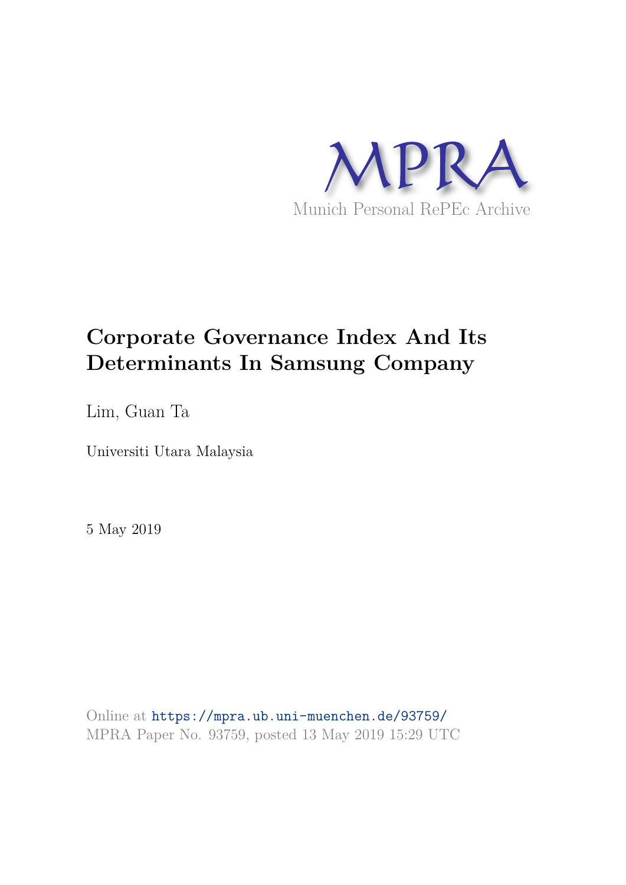# Corporate Governance Index And Its Determinants In Samsung Company

Lim, Guan Ta

Universiti Utara Malaysia

5 May 2019

Online at https://mpra.ub.uni-muenchen.de/93759/
MPRA Paper No. 93759, posted 13 May 2019 15:29 UTC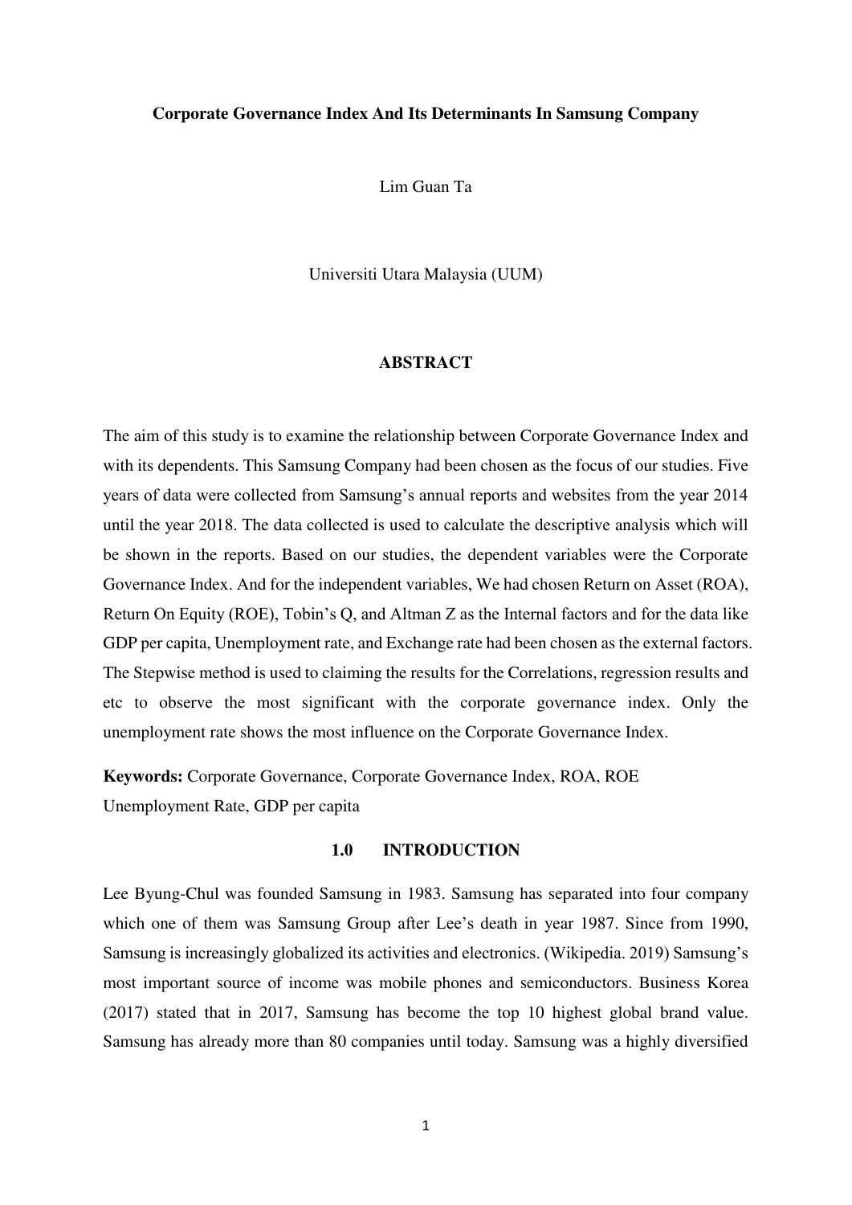**Corporate Governance Index And Its Determinants In Samsung Company**

Lim Guan Ta

Universiti Utara Malaysia (UUM)

**ABSTRACT**

The aim of this study is to examine the relationship between Corporate Governance Index and with its dependents. This Samsung Company had been chosen as the focus of our studies. Five years of data were collected from Samsung's annual reports and websites from the year 2014 until the year 2018. The data collected is used to calculate the descriptive analysis which will be shown in the reports. Based on our studies, the dependent variables were the Corporate Governance Index. And for the independent variables, We had chosen Return on Asset (ROA), Return On Equity (ROE), Tobin's Q, and Altman Z as the Internal factors and for the data like GDP per capita, Unemployment rate, and Exchange rate had been chosen as the external factors. The Stepwise method is used to claiming the results for the Correlations, regression results and etc to observe the most significant with the corporate governance index. Only the unemployment rate shows the most influence on the Corporate Governance Index.

**Keywords:** Corporate Governance, Corporate Governance Index, ROA, ROE Unemployment Rate, GDP per capita

## 1.0 INTRODUCTION

Lee Byung-Chul was founded Samsung in 1983. Samsung has separated into four company which one of them was Samsung Group after Lee's death in year 1987. Since from 1990, Samsung is increasingly globalized its activities and electronics. (Wikipedia. 2019) Samsung's most important source of income was mobile phones and semiconductors. Business Korea (2017) stated that in 2017, Samsung has become the top 10 highest global brand value. Samsung has already more than 80 companies until today. Samsung was a highly diversified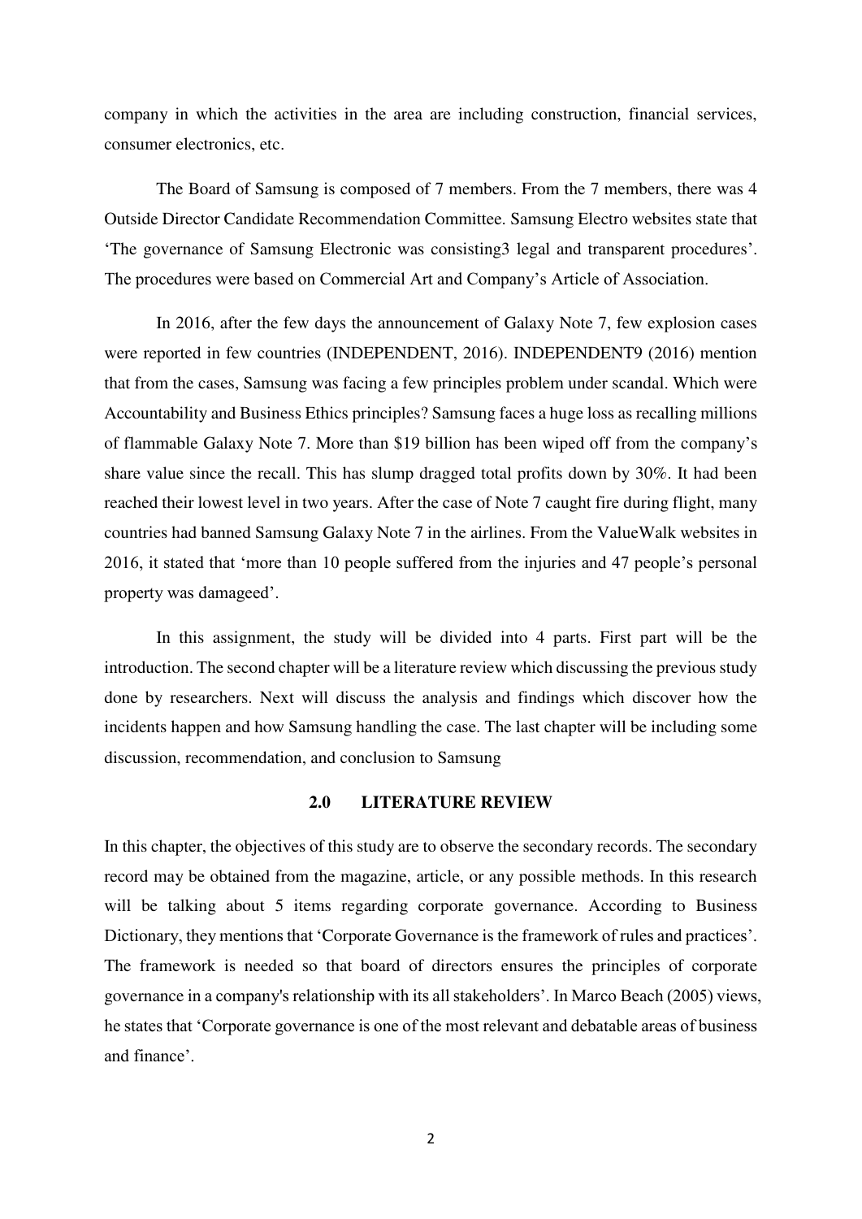company in which the activities in the area are including construction, financial services, consumer electronics, etc.

The Board of Samsung is composed of 7 members. From the 7 members, there was 4 Outside Director Candidate Recommendation Committee. Samsung Electro websites state that 'The governance of Samsung Electronic was consisting3 legal and transparent procedures'. The procedures were based on Commercial Art and Company's Article of Association.

In 2016, after the few days the announcement of Galaxy Note 7, few explosion cases were reported in few countries (INDEPENDENT, 2016). INDEPENDENT9 (2016) mention that from the cases, Samsung was facing a few principles problem under scandal. Which were Accountability and Business Ethics principles? Samsung faces a huge loss as recalling millions of flammable Galaxy Note 7. More than $19 billion has been wiped off from the company's share value since the recall. This has slump dragged total profits down by 30%. It had been reached their lowest level in two years. After the case of Note 7 caught fire during flight, many countries had banned Samsung Galaxy Note 7 in the airlines. From the ValueWalk websites in 2016, it stated that 'more than 10 people suffered from the injuries and 47 people's personal property was damageed'.

In this assignment, the study will be divided into 4 parts. First part will be the introduction. The second chapter will be a literature review which discussing the previous study done by researchers. Next will discuss the analysis and findings which discover how the incidents happen and how Samsung handling the case. The last chapter will be including some discussion, recommendation, and conclusion to Samsung

## 2.0 LITERATURE REVIEW

In this chapter, the objectives of this study are to observe the secondary records. The secondary record may be obtained from the magazine, article, or any possible methods. In this research will be talking about 5 items regarding corporate governance. According to Business Dictionary, they mentions that 'Corporate Governance is the framework of rules and practices'. The framework is needed so that board of directors ensures the principles of corporate governance in a company's relationship with its all stakeholders'. In Marco Beach (2005) views, he states that 'Corporate governance is one of the most relevant and debatable areas of business and finance'.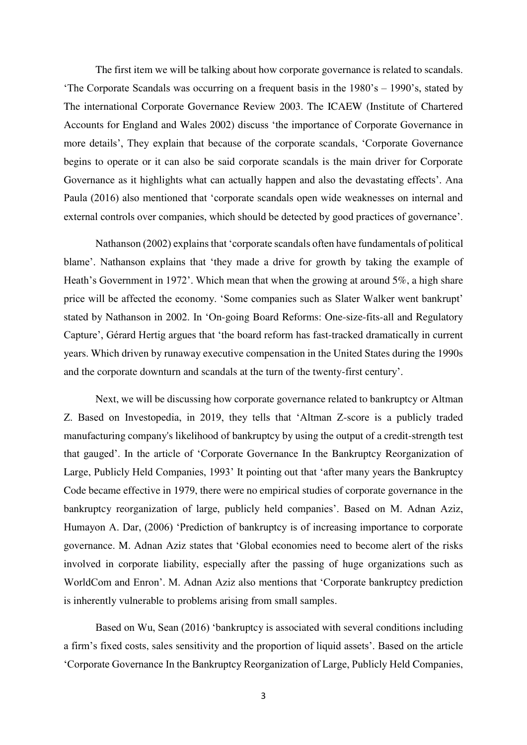The first item we will be talking about how corporate governance is related to scandals. 'The Corporate Scandals was occurring on a frequent basis in the 1980's – 1990's, stated by The international Corporate Governance Review 2003. The ICAEW (Institute of Chartered Accounts for England and Wales 2002) discuss 'the importance of Corporate Governance in more details', They explain that because of the corporate scandals, 'Corporate Governance begins to operate or it can also be said corporate scandals is the main driver for Corporate Governance as it highlights what can actually happen and also the devastating effects'. Ana Paula (2016) also mentioned that 'corporate scandals open wide weaknesses on internal and external controls over companies, which should be detected by good practices of governance'.

Nathanson (2002) explains that 'corporate scandals often have fundamentals of political blame'. Nathanson explains that 'they made a drive for growth by taking the example of Heath's Government in 1972'. Which mean that when the growing at around 5%, a high share price will be affected the economy. 'Some companies such as Slater Walker went bankrupt' stated by Nathanson in 2002. In 'On-going Board Reforms: One-size-fits-all and Regulatory Capture', Gérard Hertig argues that 'the board reform has fast-tracked dramatically in current years. Which driven by runaway executive compensation in the United States during the 1990s and the corporate downturn and scandals at the turn of the twenty-first century'.

Next, we will be discussing how corporate governance related to bankruptcy or Altman Z. Based on Investopedia, in 2019, they tells that 'Altman Z-score is a publicly traded manufacturing company's likelihood of bankruptcy by using the output of a credit-strength test that gauged'. In the article of 'Corporate Governance In the Bankruptcy Reorganization of Large, Publicly Held Companies, 1993' It pointing out that 'after many years the Bankruptcy Code became effective in 1979, there were no empirical studies of corporate governance in the bankruptcy reorganization of large, publicly held companies'. Based on M. Adnan Aziz, Humayon A. Dar, (2006) 'Prediction of bankruptcy is of increasing importance to corporate governance. M. Adnan Aziz states that 'Global economies need to become alert of the risks involved in corporate liability, especially after the passing of huge organizations such as WorldCom and Enron'. M. Adnan Aziz also mentions that 'Corporate bankruptcy prediction is inherently vulnerable to problems arising from small samples.

Based on Wu, Sean (2016) 'bankruptcy is associated with several conditions including a firm's fixed costs, sales sensitivity and the proportion of liquid assets'. Based on the article 'Corporate Governance In the Bankruptcy Reorganization of Large, Publicly Held Companies,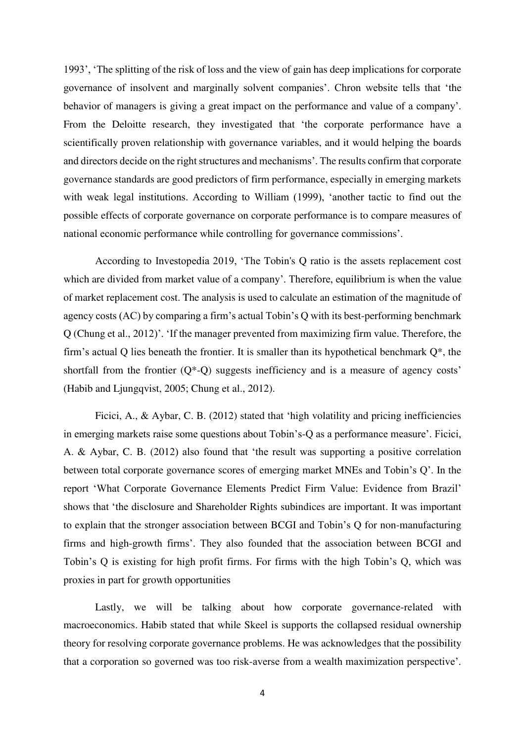1993', 'The splitting of the risk of loss and the view of gain has deep implications for corporate governance of insolvent and marginally solvent companies'. Chron website tells that 'the behavior of managers is giving a great impact on the performance and value of a company'. From the Deloitte research, they investigated that 'the corporate performance have a scientifically proven relationship with governance variables, and it would helping the boards and directors decide on the right structures and mechanisms'. The results confirm that corporate governance standards are good predictors of firm performance, especially in emerging markets with weak legal institutions. According to William (1999), 'another tactic to find out the possible effects of corporate governance on corporate performance is to compare measures of national economic performance while controlling for governance commissions'.

According to Investopedia 2019, 'The Tobin's Q ratio is the assets replacement cost which are divided from market value of a company'. Therefore, equilibrium is when the value of market replacement cost. The analysis is used to calculate an estimation of the magnitude of agency costs (AC) by comparing a firm's actual Tobin's Q with its best-performing benchmark Q (Chung et al., 2012)'. 'If the manager prevented from maximizing firm value. Therefore, the firm's actual Q lies beneath the frontier. It is smaller than its hypothetical benchmark Q*, the shortfall from the frontier (Q*-Q) suggests inefficiency and is a measure of agency costs' (Habib and Ljungqvist, 2005; Chung et al., 2012).

Ficici, A., & Aybar, C. B. (2012) stated that 'high volatility and pricing inefficiencies in emerging markets raise some questions about Tobin's-Q as a performance measure'. Ficici, A. & Aybar, C. B. (2012) also found that 'the result was supporting a positive correlation between total corporate governance scores of emerging market MNEs and Tobin's Q'. In the report 'What Corporate Governance Elements Predict Firm Value: Evidence from Brazil' shows that 'the disclosure and Shareholder Rights subindices are important. It was important to explain that the stronger association between BCGI and Tobin's Q for non-manufacturing firms and high-growth firms'. They also founded that the association between BCGI and Tobin's Q is existing for high profit firms. For firms with the high Tobin's Q, which was proxies in part for growth opportunities

Lastly, we will be talking about how corporate governance-related with macroeconomics. Habib stated that while Skeel is supports the collapsed residual ownership theory for resolving corporate governance problems. He was acknowledges that the possibility that a corporation so governed was too risk-averse from a wealth maximization perspective'.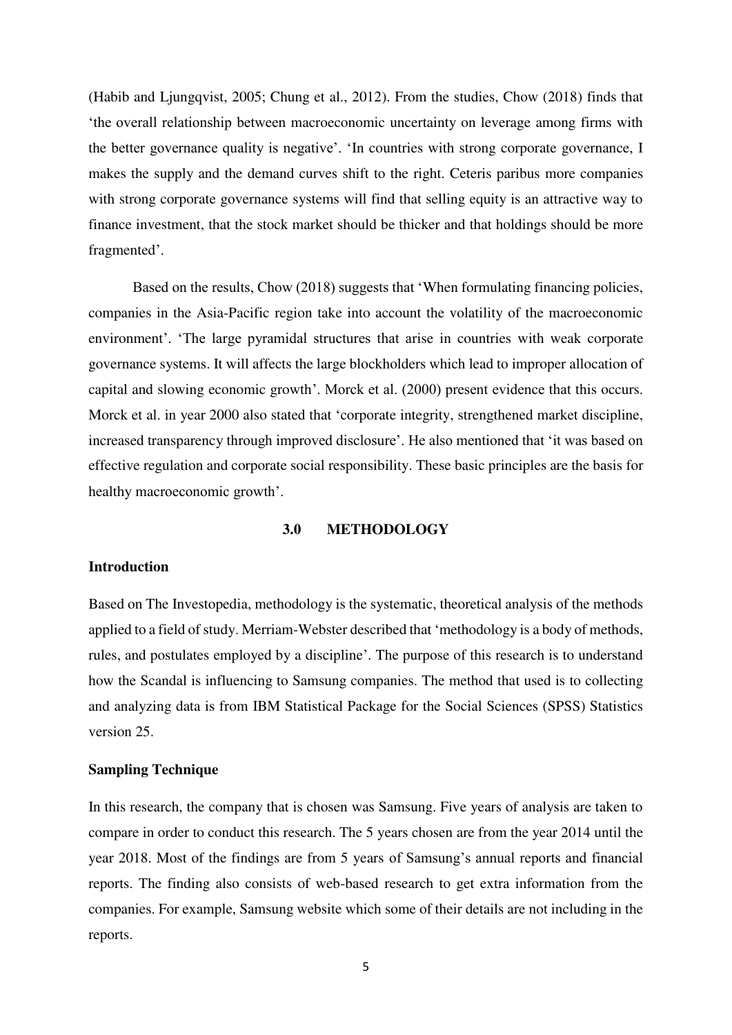(Habib and Ljungqvist, 2005; Chung et al., 2012). From the studies, Chow (2018) finds that 'the overall relationship between macroeconomic uncertainty on leverage among firms with the better governance quality is negative'. 'In countries with strong corporate governance, I makes the supply and the demand curves shift to the right. Ceteris paribus more companies with strong corporate governance systems will find that selling equity is an attractive way to finance investment, that the stock market should be thicker and that holdings should be more fragmented'.

Based on the results, Chow (2018) suggests that 'When formulating financing policies, companies in the Asia-Pacific region take into account the volatility of the macroeconomic environment'. 'The large pyramidal structures that arise in countries with weak corporate governance systems. It will affects the large blockholders which lead to improper allocation of capital and slowing economic growth'. Morck et al. (2000) present evidence that this occurs. Morck et al. in year 2000 also stated that 'corporate integrity, strengthened market discipline, increased transparency through improved disclosure'. He also mentioned that 'it was based on effective regulation and corporate social responsibility. These basic principles are the basis for healthy macroeconomic growth'.

## 3.0 METHODOLOGY

### Introduction

Based on The Investopedia, methodology is the systematic, theoretical analysis of the methods applied to a field of study. Merriam-Webster described that 'methodology is a body of methods, rules, and postulates employed by a discipline'. The purpose of this research is to understand how the Scandal is influencing to Samsung companies. The method that used is to collecting and analyzing data is from IBM Statistical Package for the Social Sciences (SPSS) Statistics version 25.

### Sampling Technique

In this research, the company that is chosen was Samsung. Five years of analysis are taken to compare in order to conduct this research. The 5 years chosen are from the year 2014 until the year 2018. Most of the findings are from 5 years of Samsung's annual reports and financial reports. The finding also consists of web-based research to get extra information from the companies. For example, Samsung website which some of their details are not including in the reports.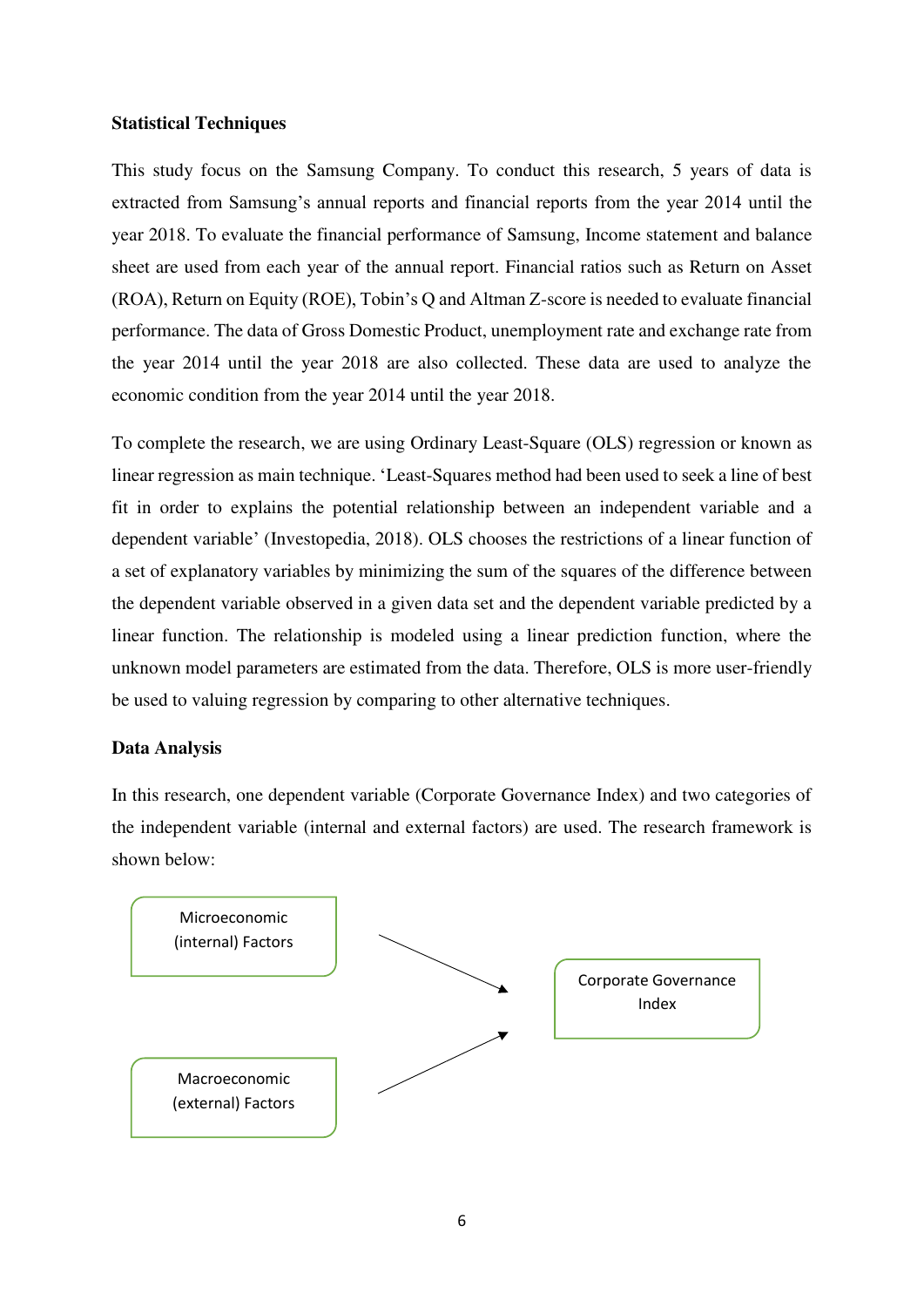**Statistical Techniques**

This study focus on the Samsung Company. To conduct this research, 5 years of data is extracted from Samsung's annual reports and financial reports from the year 2014 until the year 2018. To evaluate the financial performance of Samsung, Income statement and balance sheet are used from each year of the annual report. Financial ratios such as Return on Asset (ROA), Return on Equity (ROE), Tobin's Q and Altman Z-score is needed to evaluate financial performance. The data of Gross Domestic Product, unemployment rate and exchange rate from the year 2014 until the year 2018 are also collected. These data are used to analyze the economic condition from the year 2014 until the year 2018.

To complete the research, we are using Ordinary Least-Square (OLS) regression or known as linear regression as main technique. 'Least-Squares method had been used to seek a line of best fit in order to explains the potential relationship between an independent variable and a dependent variable' (Investopedia, 2018). OLS chooses the restrictions of a linear function of a set of explanatory variables by minimizing the sum of the squares of the difference between the dependent variable observed in a given data set and the dependent variable predicted by a linear function. The relationship is modeled using a linear prediction function, where the unknown model parameters are estimated from the data. Therefore, OLS is more user-friendly be used to valuing regression by comparing to other alternative techniques.

**Data Analysis**

In this research, one dependent variable (Corporate Governance Index) and two categories of the independent variable (internal and external factors) are used. The research framework is shown below:

Microeconomic (internal) Factors → Corporate Governance Index

Macroeconomic (external) Factors → Corporate Governance Index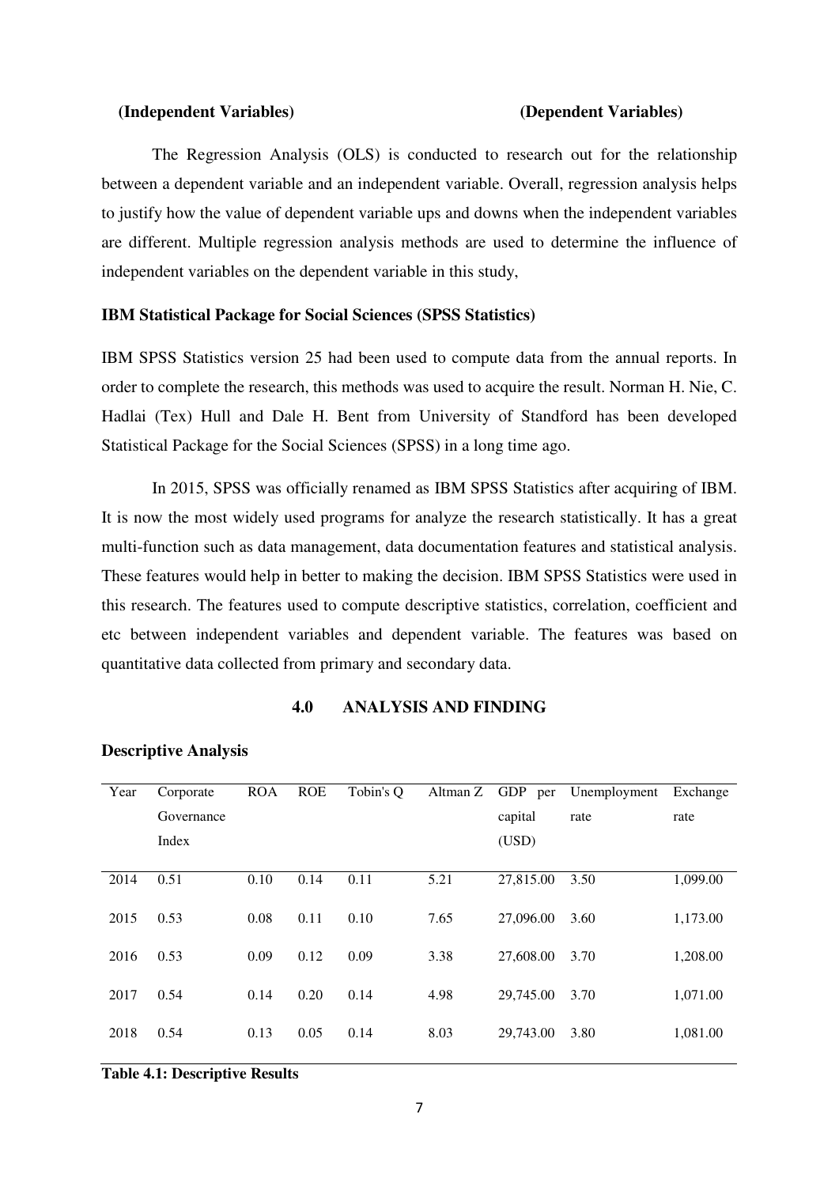**(Independent Variables)** **(Dependent Variables)**

The Regression Analysis (OLS) is conducted to research out for the relationship between a dependent variable and an independent variable. Overall, regression analysis helps to justify how the value of dependent variable ups and downs when the independent variables are different. Multiple regression analysis methods are used to determine the influence of independent variables on the dependent variable in this study,

**IBM Statistical Package for Social Sciences (SPSS Statistics)**

IBM SPSS Statistics version 25 had been used to compute data from the annual reports. In order to complete the research, this methods was used to acquire the result. Norman H. Nie, C. Hadlai (Tex) Hull and Dale H. Bent from University of Standford has been developed Statistical Package for the Social Sciences (SPSS) in a long time ago.

In 2015, SPSS was officially renamed as IBM SPSS Statistics after acquiring of IBM. It is now the most widely used programs for analyze the research statistically. It has a great multi-function such as data management, data documentation features and statistical analysis. These features would help in better to making the decision. IBM SPSS Statistics were used in this research. The features used to compute descriptive statistics, correlation, coefficient and etc between independent variables and dependent variable. The features was based on quantitative data collected from primary and secondary data.

## 4.0 ANALYSIS AND FINDING

**Descriptive Analysis**

| Year | Corporate Governance Index | ROA | ROE | Tobin's Q | Altman Z | GDP per capital (USD) | Unemployment rate | Exchange rate |
|---|---|---|---|---|---|---|---|---|
| 2014 | 0.51 | 0.10 | 0.14 | 0.11 | 5.21 | 27,815.00 | 3.50 | 1,099.00 |
| 2015 | 0.53 | 0.08 | 0.11 | 0.10 | 7.65 | 27,096.00 | 3.60 | 1,173.00 |
| 2016 | 0.53 | 0.09 | 0.12 | 0.09 | 3.38 | 27,608.00 | 3.70 | 1,208.00 |
| 2017 | 0.54 | 0.14 | 0.20 | 0.14 | 4.98 | 29,745.00 | 3.70 | 1,071.00 |
| 2018 | 0.54 | 0.13 | 0.05 | 0.14 | 8.03 | 29,743.00 | 3.80 | 1,081.00 |

**Table 4.1: Descriptive Results**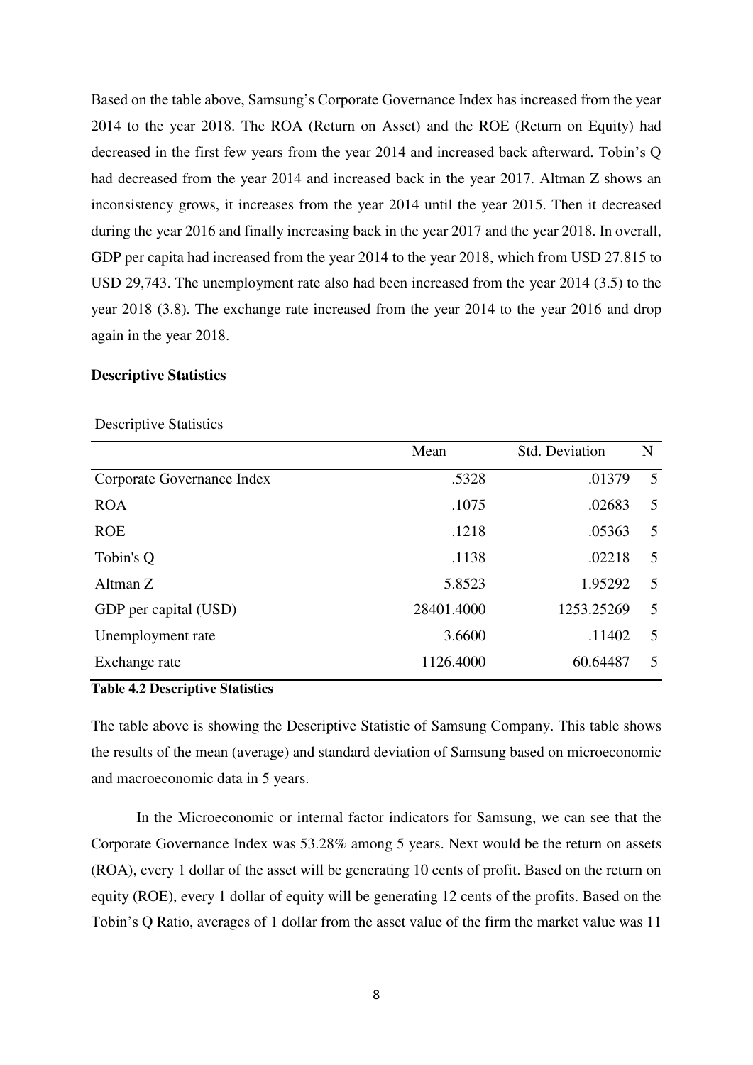Based on the table above, Samsung's Corporate Governance Index has increased from the year 2014 to the year 2018. The ROA (Return on Asset) and the ROE (Return on Equity) had decreased in the first few years from the year 2014 and increased back afterward. Tobin's Q had decreased from the year 2014 and increased back in the year 2017. Altman Z shows an inconsistency grows, it increases from the year 2014 until the year 2015. Then it decreased during the year 2016 and finally increasing back in the year 2017 and the year 2018. In overall, GDP per capita had increased from the year 2014 to the year 2018, which from USD 27.815 to USD 29,743. The unemployment rate also had been increased from the year 2014 (3.5) to the year 2018 (3.8). The exchange rate increased from the year 2014 to the year 2016 and drop again in the year 2018.

**Descriptive Statistics**

Descriptive Statistics

| | Mean | Std. Deviation | N |
|---|---:|---:|---:|
| Corporate Governance Index | .5328 | .01379 | 5 |
| ROA | .1075 | .02683 | 5 |
| ROE | .1218 | .05363 | 5 |
| Tobin's Q | .1138 | .02218 | 5 |
| Altman Z | 5.8523 | 1.95292 | 5 |
| GDP per capital (USD) | 28401.4000 | 1253.25269 | 5 |
| Unemployment rate | 3.6600 | .11402 | 5 |
| Exchange rate | 1126.4000 | 60.64487 | 5 |

**Table 4.2 Descriptive Statistics**

The table above is showing the Descriptive Statistic of Samsung Company. This table shows the results of the mean (average) and standard deviation of Samsung based on microeconomic and macroeconomic data in 5 years.

In the Microeconomic or internal factor indicators for Samsung, we can see that the Corporate Governance Index was 53.28% among 5 years. Next would be the return on assets (ROA), every 1 dollar of the asset will be generating 10 cents of profit. Based on the return on equity (ROE), every 1 dollar of equity will be generating 12 cents of the profits. Based on the Tobin's Q Ratio, averages of 1 dollar from the asset value of the firm the market value was 11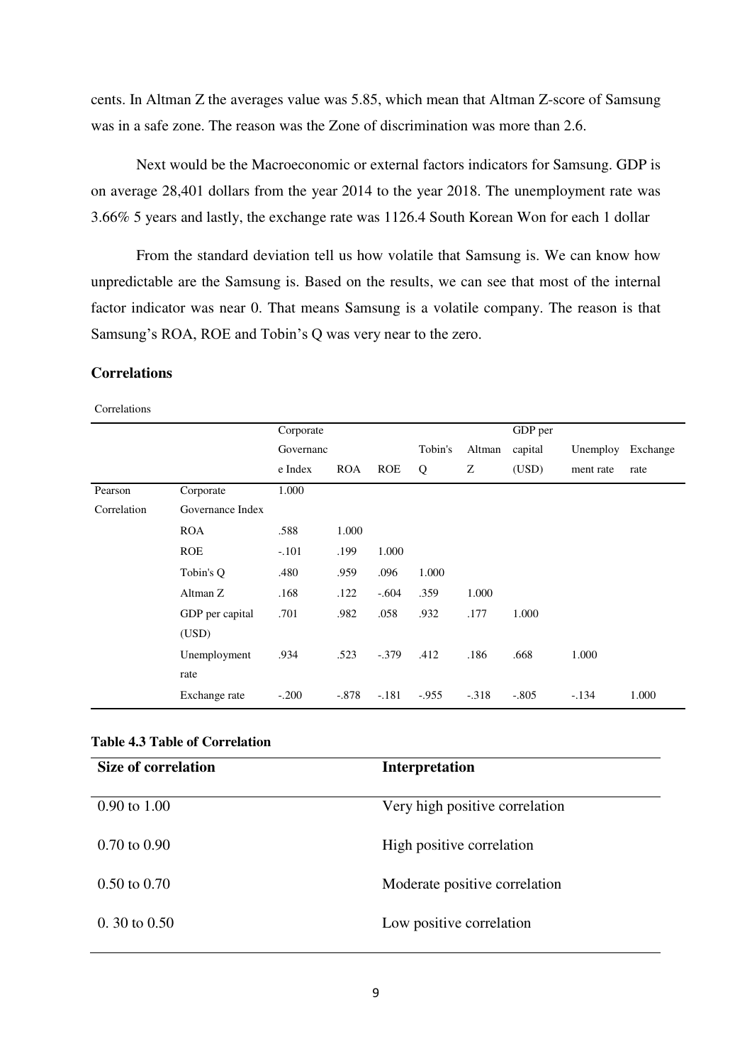cents. In Altman Z the averages value was 5.85, which mean that Altman Z-score of Samsung was in a safe zone. The reason was the Zone of discrimination was more than 2.6.

Next would be the Macroeconomic or external factors indicators for Samsung. GDP is on average 28,401 dollars from the year 2014 to the year 2018. The unemployment rate was 3.66% 5 years and lastly, the exchange rate was 1126.4 South Korean Won for each 1 dollar

From the standard deviation tell us how volatile that Samsung is. We can know how unpredictable are the Samsung is. Based on the results, we can see that most of the internal factor indicator was near 0. That means Samsung is a volatile company. The reason is that Samsung's ROA, ROE and Tobin's Q was very near to the zero.

**Correlations**

Correlations

| | | Corporate Governance Index | ROA | ROE | Tobin's Q | Altman Z | GDP per capital (USD) | Unemployment rate | Exchange rate |
|---|---|---|---|---|---|---|---|---|---|
| Pearson Correlation | Corporate Governance Index | 1.000 | | | | | | | |
| | ROA | .588 | 1.000 | | | | | | |
| | ROE | -.101 | .199 | 1.000 | | | | | |
| | Tobin's Q | .480 | .959 | .096 | 1.000 | | | | |
| | Altman Z | .168 | .122 | -.604 | .359 | 1.000 | | | |
| | GDP per capital (USD) | .701 | .982 | .058 | .932 | .177 | 1.000 | | |
| | Unemployment rate | .934 | .523 | -.379 | .412 | .186 | .668 | 1.000 | |
| | Exchange rate | -.200 | -.878 | -.181 | -.955 | -.318 | -.805 | -.134 | 1.000 |

**Table 4.3 Table of Correlation**

| Size of correlation | Interpretation |
|---|---|
| 0.90 to 1.00 | Very high positive correlation |
| 0.70 to 0.90 | High positive correlation |
| 0.50 to 0.70 | Moderate positive correlation |
| 0. 30 to 0.50 | Low positive correlation |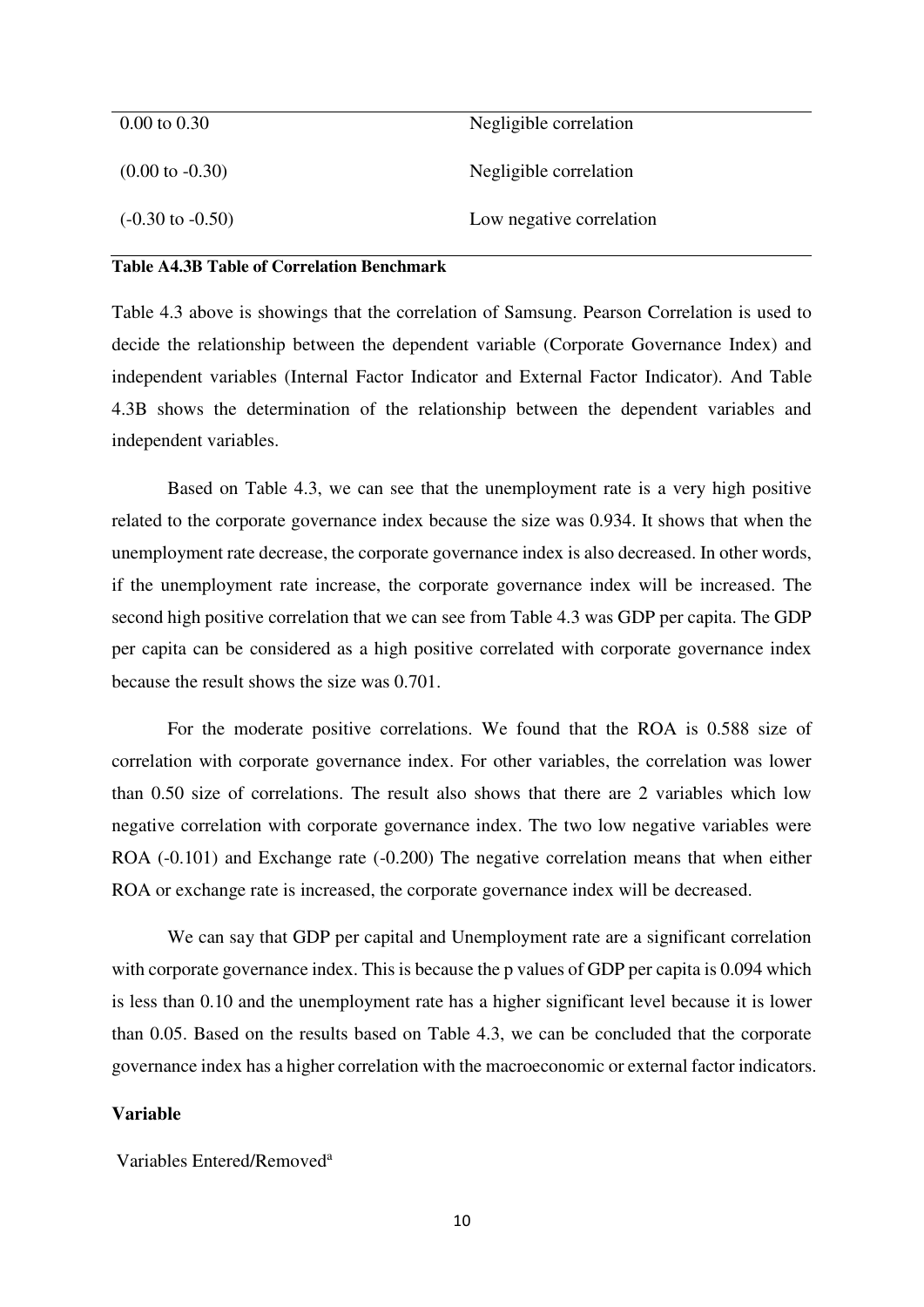| | |
|---|---|
| 0.00 to 0.30 | Negligible correlation |
| (0.00 to -0.30) | Negligible correlation |
| (-0.30 to -0.50) | Low negative correlation |

**Table A4.3B Table of Correlation Benchmark**

Table 4.3 above is showings that the correlation of Samsung. Pearson Correlation is used to decide the relationship between the dependent variable (Corporate Governance Index) and independent variables (Internal Factor Indicator and External Factor Indicator). And Table 4.3B shows the determination of the relationship between the dependent variables and independent variables.

Based on Table 4.3, we can see that the unemployment rate is a very high positive related to the corporate governance index because the size was 0.934. It shows that when the unemployment rate decrease, the corporate governance index is also decreased. In other words, if the unemployment rate increase, the corporate governance index will be increased. The second high positive correlation that we can see from Table 4.3 was GDP per capita. The GDP per capita can be considered as a high positive correlated with corporate governance index because the result shows the size was 0.701.

For the moderate positive correlations. We found that the ROA is 0.588 size of correlation with corporate governance index. For other variables, the correlation was lower than 0.50 size of correlations. The result also shows that there are 2 variables which low negative correlation with corporate governance index. The two low negative variables were ROA (-0.101) and Exchange rate (-0.200) The negative correlation means that when either ROA or exchange rate is increased, the corporate governance index will be decreased.

We can say that GDP per capital and Unemployment rate are a significant correlation with corporate governance index. This is because the p values of GDP per capita is 0.094 which is less than 0.10 and the unemployment rate has a higher significant level because it is lower than 0.05. Based on the results based on Table 4.3, we can be concluded that the corporate governance index has a higher correlation with the macroeconomic or external factor indicators.

**Variable**

Variables Entered/Removed[a]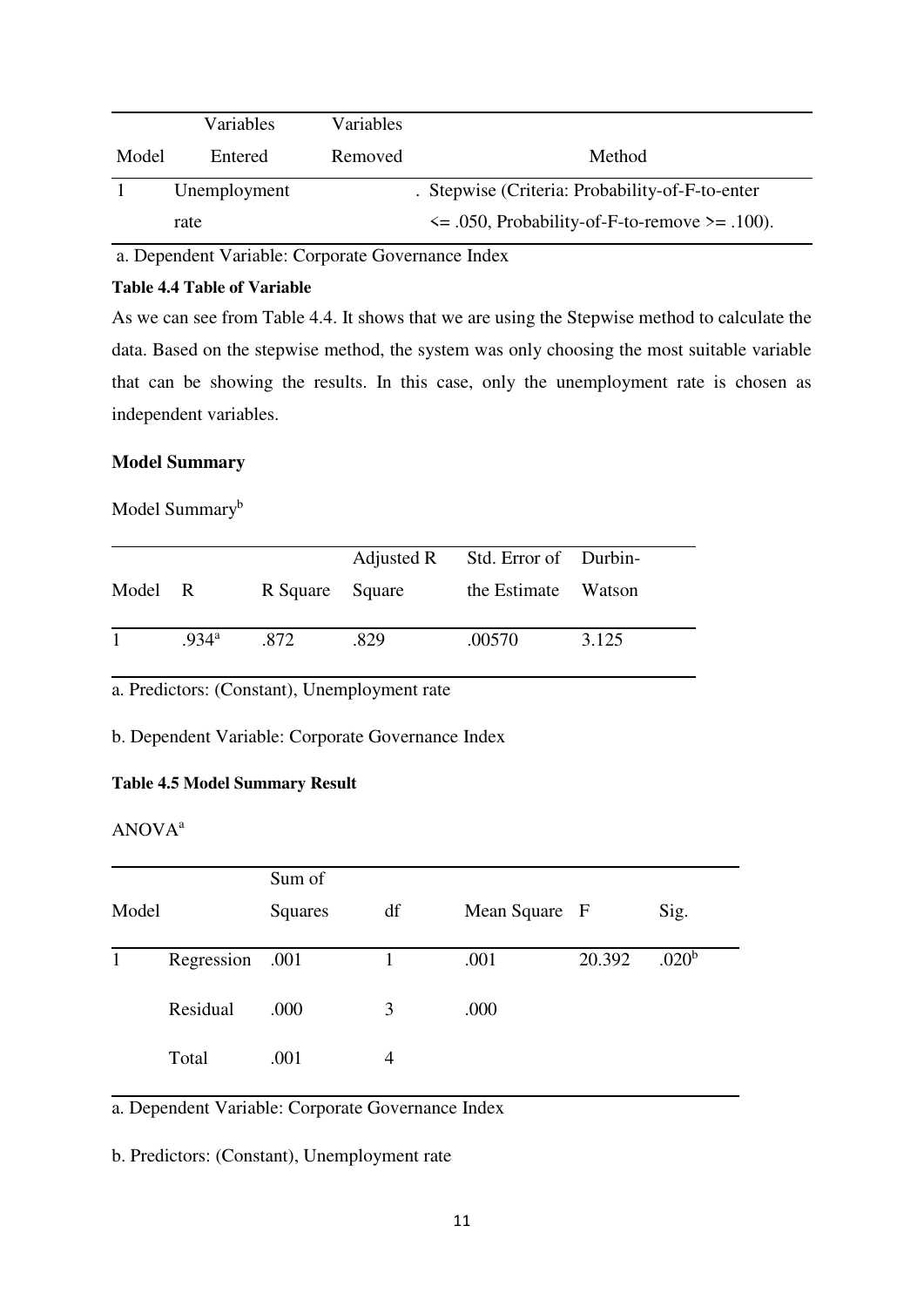| Model | Variables Entered | Variables Removed | Method |
|---|---|---|---|
| 1 | Unemployment rate | . | Stepwise (Criteria: Probability-of-F-to-enter <= .050, Probability-of-F-to-remove >= .100). |

a. Dependent Variable: Corporate Governance Index

**Table 4.4 Table of Variable**

As we can see from Table 4.4. It shows that we are using the Stepwise method to calculate the data. Based on the stepwise method, the system was only choosing the most suitable variable that can be showing the results. In this case, only the unemployment rate is chosen as independent variables.

**Model Summary**

Model Summary[b]

| Model | R | R Square | Adjusted R Square | Std. Error of the Estimate | Durbin-Watson |
|---|---|---|---|---|---|
| 1 | .934[a] | .872 | .829 | .00570 | 3.125 |

a. Predictors: (Constant), Unemployment rate

b. Dependent Variable: Corporate Governance Index

**Table 4.5 Model Summary Result**

ANOVA[a]

| Model | | Sum of Squares | df | Mean Square | F | Sig. |
|---|---|---|---|---|---|---|
| 1 | Regression | .001 | 1 | .001 | 20.392 | .020[b] |
| | Residual | .000 | 3 | .000 | | |
| | Total | .001 | 4 | | | |

a. Dependent Variable: Corporate Governance Index

b. Predictors: (Constant), Unemployment rate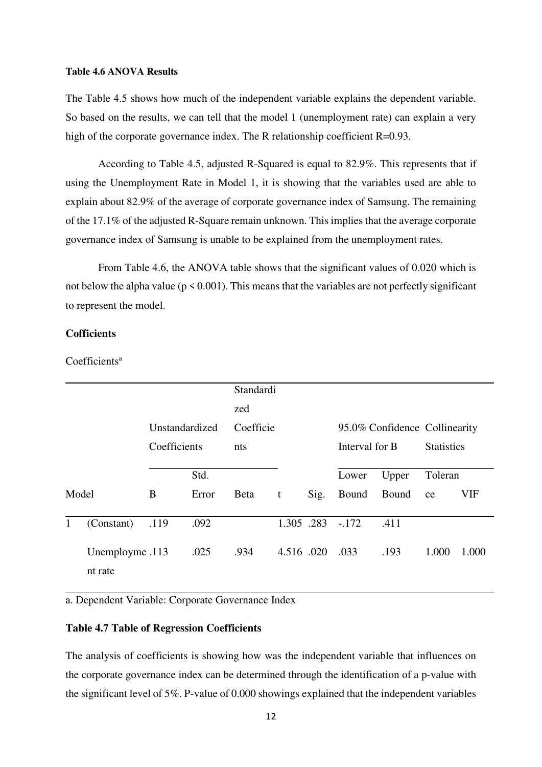**Table 4.6 ANOVA Results**

The Table 4.5 shows how much of the independent variable explains the dependent variable. So based on the results, we can tell that the model 1 (unemployment rate) can explain a very high of the corporate governance index. The R relationship coefficient R=0.93.

According to Table 4.5, adjusted R-Squared is equal to 82.9%. This represents that if using the Unemployment Rate in Model 1, it is showing that the variables used are able to explain about 82.9% of the average of corporate governance index of Samsung. The remaining of the 17.1% of the adjusted R-Square remain unknown. This implies that the average corporate governance index of Samsung is unable to be explained from the unemployment rates.

From Table 4.6, the ANOVA table shows that the significant values of 0.020 which is not below the alpha value ($p < 0.001$). This means that the variables are not perfectly significant to represent the model.

**Cofficients**

Coefficients[a]

| Model | | Unstandardized Coefficients | | Standardized Coefficients | t | Sig. | 95.0% Confidence Interval for B | | Collinearity Statistics | |
|---|---|---|---|---|---|---|---|---|---|---|
| | | B | Std. Error | Beta | | | Lower Bound | Upper Bound | Tolerance | VIF |
| 1 | (Constant) | .119 | .092 | | 1.305 | .283 | -.172 | .411 | | |
| | Unemployment rate | .113 | .025 | .934 | 4.516 | .020 | .033 | .193 | 1.000 | 1.000 |

a. Dependent Variable: Corporate Governance Index

**Table 4.7 Table of Regression Coefficients**

The analysis of coefficients is showing how was the independent variable that influences on the corporate governance index can be determined through the identification of a p-value with the significant level of 5%. P-value of 0.000 showings explained that the independent variables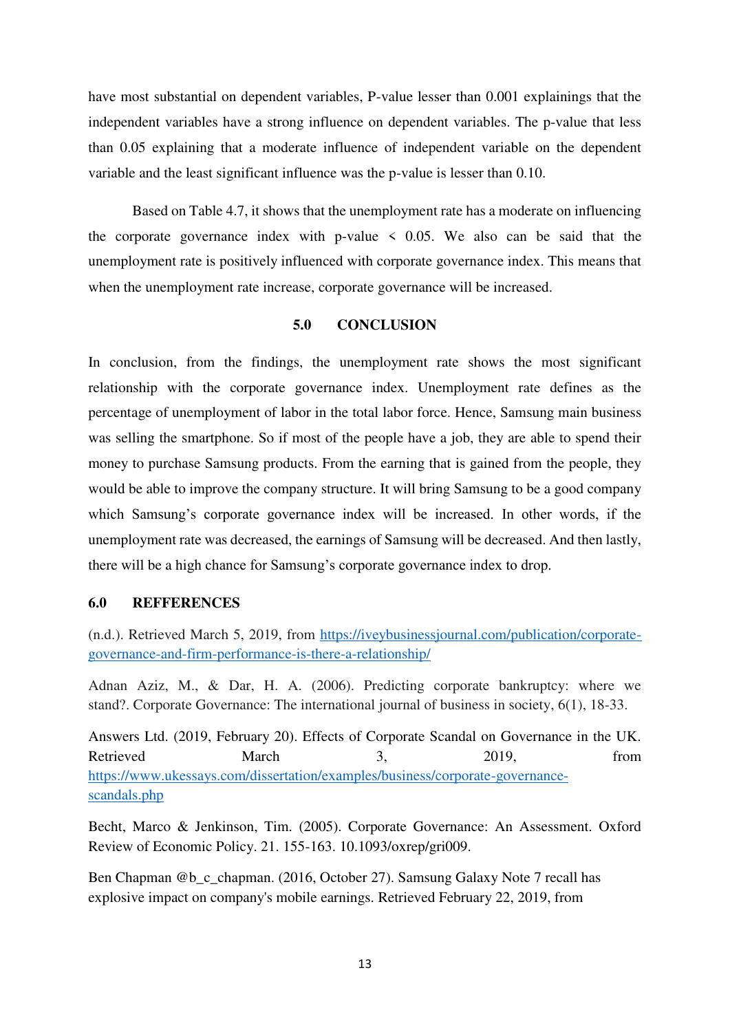have most substantial on dependent variables, P-value lesser than 0.001 explainings that the independent variables have a strong influence on dependent variables. The p-value that less than 0.05 explaining that a moderate influence of independent variable on the dependent variable and the least significant influence was the p-value is lesser than 0.10.

Based on Table 4.7, it shows that the unemployment rate has a moderate on influencing the corporate governance index with p-value < 0.05. We also can be said that the unemployment rate is positively influenced with corporate governance index. This means that when the unemployment rate increase, corporate governance will be increased.

## 5.0 CONCLUSION

In conclusion, from the findings, the unemployment rate shows the most significant relationship with the corporate governance index. Unemployment rate defines as the percentage of unemployment of labor in the total labor force. Hence, Samsung main business was selling the smartphone. So if most of the people have a job, they are able to spend their money to purchase Samsung products. From the earning that is gained from the people, they would be able to improve the company structure. It will bring Samsung to be a good company which Samsung's corporate governance index will be increased. In other words, if the unemployment rate was decreased, the earnings of Samsung will be decreased. And then lastly, there will be a high chance for Samsung's corporate governance index to drop.

## 6.0 REFFERENCES

(n.d.). Retrieved March 5, 2019, from https://iveybusinessjournal.com/publication/corporate-governance-and-firm-performance-is-there-a-relationship/

Adnan Aziz, M., & Dar, H. A. (2006). Predicting corporate bankruptcy: where we stand?. Corporate Governance: The international journal of business in society, 6(1), 18-33.

Answers Ltd. (2019, February 20). Effects of Corporate Scandal on Governance in the UK. Retrieved March 3, 2019, from https://www.ukessays.com/dissertation/examples/business/corporate-governance-scandals.php

Becht, Marco & Jenkinson, Tim. (2005). Corporate Governance: An Assessment. Oxford Review of Economic Policy. 21. 155-163. 10.1093/oxrep/gri009.

Ben Chapman @b_c_chapman. (2016, October 27). Samsung Galaxy Note 7 recall has explosive impact on company's mobile earnings. Retrieved February 22, 2019, from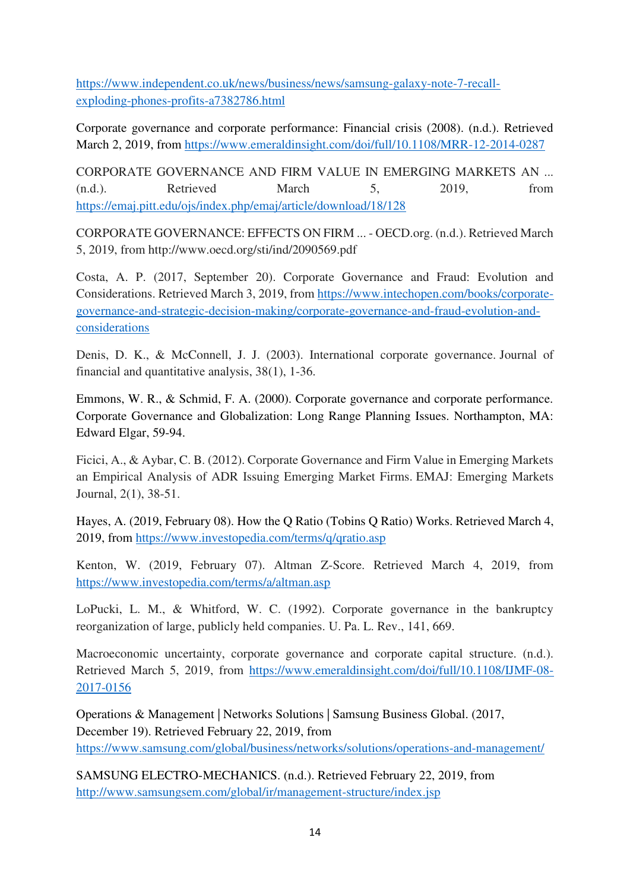https://www.independent.co.uk/news/business/news/samsung-galaxy-note-7-recall-exploding-phones-profits-a7382786.html

Corporate governance and corporate performance: Financial crisis (2008). (n.d.). Retrieved March 2, 2019, from https://www.emeraldinsight.com/doi/full/10.1108/MRR-12-2014-0287

CORPORATE GOVERNANCE AND FIRM VALUE IN EMERGING MARKETS AN ... (n.d.). Retrieved March 5, 2019, from https://emaj.pitt.edu/ojs/index.php/emaj/article/download/18/128

CORPORATE GOVERNANCE: EFFECTS ON FIRM ... - OECD.org. (n.d.). Retrieved March 5, 2019, from http://www.oecd.org/sti/ind/2090569.pdf

Costa, A. P. (2017, September 20). Corporate Governance and Fraud: Evolution and Considerations. Retrieved March 3, 2019, from https://www.intechopen.com/books/corporate-governance-and-strategic-decision-making/corporate-governance-and-fraud-evolution-and-considerations

Denis, D. K., & McConnell, J. J. (2003). International corporate governance. Journal of financial and quantitative analysis, 38(1), 1-36.

Emmons, W. R., & Schmid, F. A. (2000). Corporate governance and corporate performance. Corporate Governance and Globalization: Long Range Planning Issues. Northampton, MA: Edward Elgar, 59-94.

Ficici, A., & Aybar, C. B. (2012). Corporate Governance and Firm Value in Emerging Markets an Empirical Analysis of ADR Issuing Emerging Market Firms. EMAJ: Emerging Markets Journal, 2(1), 38-51.

Hayes, A. (2019, February 08). How the Q Ratio (Tobins Q Ratio) Works. Retrieved March 4, 2019, from https://www.investopedia.com/terms/q/qratio.asp

Kenton, W. (2019, February 07). Altman Z-Score. Retrieved March 4, 2019, from https://www.investopedia.com/terms/a/altman.asp

LoPucki, L. M., & Whitford, W. C. (1992). Corporate governance in the bankruptcy reorganization of large, publicly held companies. U. Pa. L. Rev., 141, 669.

Macroeconomic uncertainty, corporate governance and corporate capital structure. (n.d.). Retrieved March 5, 2019, from https://www.emeraldinsight.com/doi/full/10.1108/IJMF-08-2017-0156

Operations & Management | Networks Solutions | Samsung Business Global. (2017, December 19). Retrieved February 22, 2019, from https://www.samsung.com/global/business/networks/solutions/operations-and-management/

SAMSUNG ELECTRO-MECHANICS. (n.d.). Retrieved February 22, 2019, from http://www.samsungsem.com/global/ir/management-structure/index.jsp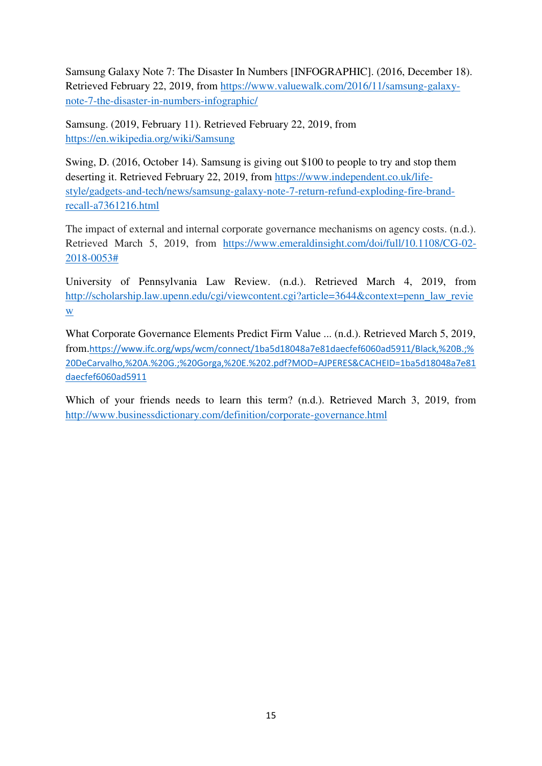Samsung Galaxy Note 7: The Disaster In Numbers [INFOGRAPHIC]. (2016, December 18). Retrieved February 22, 2019, from https://www.valuewalk.com/2016/11/samsung-galaxy-note-7-the-disaster-in-numbers-infographic/

Samsung. (2019, February 11). Retrieved February 22, 2019, from https://en.wikipedia.org/wiki/Samsung

Swing, D. (2016, October 14). Samsung is giving out $100 to people to try and stop them deserting it. Retrieved February 22, 2019, from https://www.independent.co.uk/life-style/gadgets-and-tech/news/samsung-galaxy-note-7-return-refund-exploding-fire-brand-recall-a7361216.html

The impact of external and internal corporate governance mechanisms on agency costs. (n.d.). Retrieved March 5, 2019, from https://www.emeraldinsight.com/doi/full/10.1108/CG-02-2018-0053#

University of Pennsylvania Law Review. (n.d.). Retrieved March 4, 2019, from http://scholarship.law.upenn.edu/cgi/viewcontent.cgi?article=3644&context=penn_law_review

What Corporate Governance Elements Predict Firm Value ... (n.d.). Retrieved March 5, 2019, from.https://www.ifc.org/wps/wcm/connect/1ba5d18048a7e81daecfef6060ad5911/Black,%20B.;%20DeCarvalho,%20A.%20G.;%20Gorga,%20E.%202.pdf?MOD=AJPERES&CACHEID=1ba5d18048a7e81daecfef6060ad5911

Which of your friends needs to learn this term? (n.d.). Retrieved March 3, 2019, from http://www.businessdictionary.com/definition/corporate-governance.html